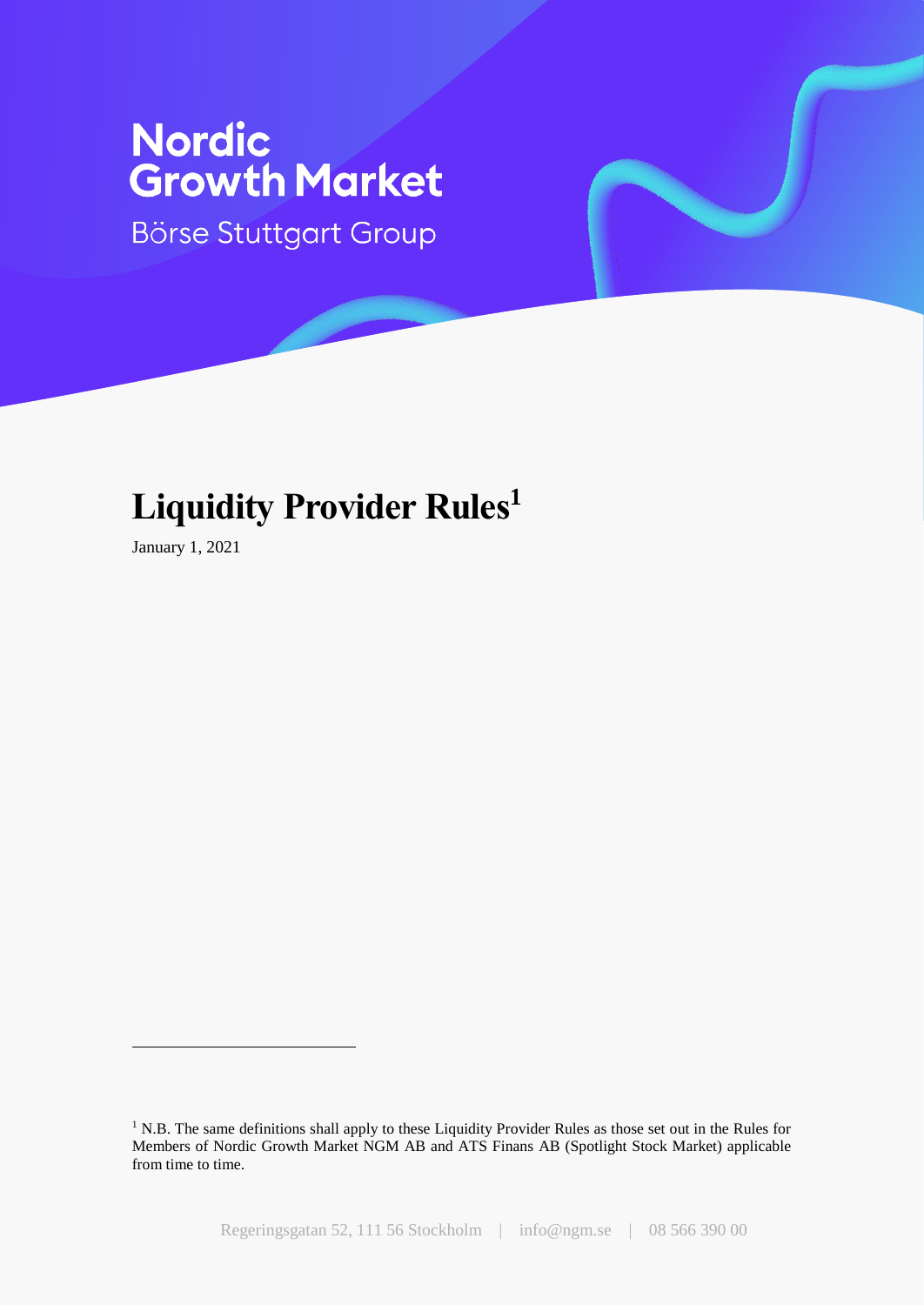Nordic Growth Market

Börse Stuttgart Group

# Liquidity Provider Rules[1]

January 1, 2021

[1] N.B. The same definitions shall apply to these Liquidity Provider Rules as those set out in the Rules for Members of Nordic Growth Market NGM AB and ATS Finans AB (Spotlight Stock Market) applicable from time to time.

Regeringsgatan 52, 111 56 Stockholm | info@ngm.se | 08 566 390 00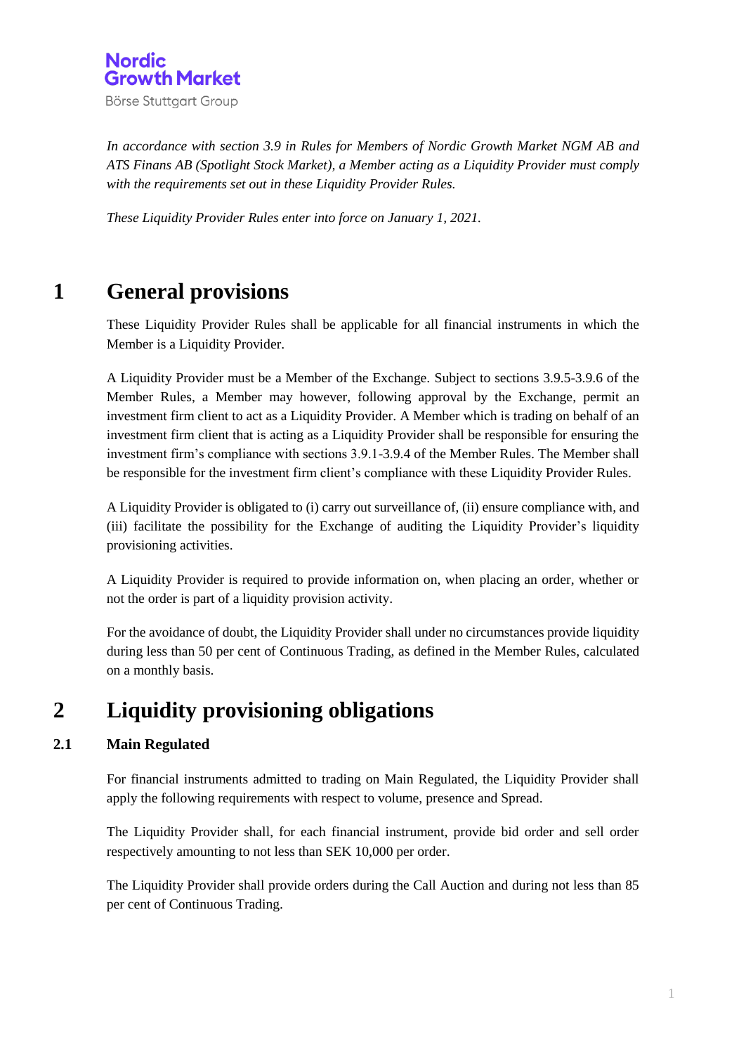Nordic Growth Market
Börse Stuttgart Group

*In accordance with section 3.9 in Rules for Members of Nordic Growth Market NGM AB and ATS Finans AB (Spotlight Stock Market), a Member acting as a Liquidity Provider must comply with the requirements set out in these Liquidity Provider Rules.*

*These Liquidity Provider Rules enter into force on January 1, 2021.*

# 1 General provisions

These Liquidity Provider Rules shall be applicable for all financial instruments in which the Member is a Liquidity Provider.

A Liquidity Provider must be a Member of the Exchange. Subject to sections 3.9.5-3.9.6 of the Member Rules, a Member may however, following approval by the Exchange, permit an investment firm client to act as a Liquidity Provider. A Member which is trading on behalf of an investment firm client that is acting as a Liquidity Provider shall be responsible for ensuring the investment firm's compliance with sections 3.9.1-3.9.4 of the Member Rules. The Member shall be responsible for the investment firm client's compliance with these Liquidity Provider Rules.

A Liquidity Provider is obligated to (i) carry out surveillance of, (ii) ensure compliance with, and (iii) facilitate the possibility for the Exchange of auditing the Liquidity Provider's liquidity provisioning activities.

A Liquidity Provider is required to provide information on, when placing an order, whether or not the order is part of a liquidity provision activity.

For the avoidance of doubt, the Liquidity Provider shall under no circumstances provide liquidity during less than 50 per cent of Continuous Trading, as defined in the Member Rules, calculated on a monthly basis.

# 2 Liquidity provisioning obligations

## 2.1 Main Regulated

For financial instruments admitted to trading on Main Regulated, the Liquidity Provider shall apply the following requirements with respect to volume, presence and Spread.

The Liquidity Provider shall, for each financial instrument, provide bid order and sell order respectively amounting to not less than SEK 10,000 per order.

The Liquidity Provider shall provide orders during the Call Auction and during not less than 85 per cent of Continuous Trading.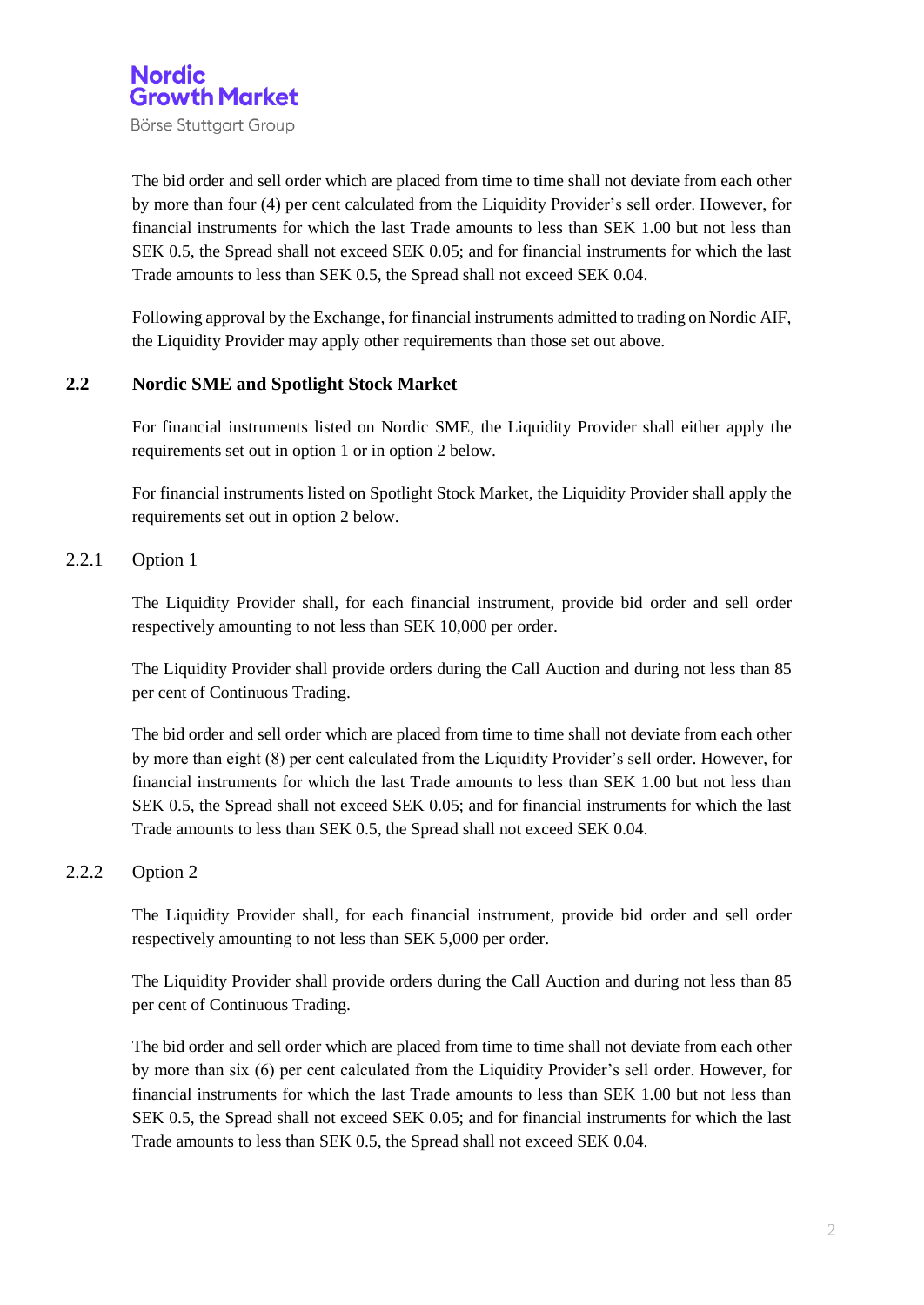The bid order and sell order which are placed from time to time shall not deviate from each other by more than four (4) per cent calculated from the Liquidity Provider's sell order. However, for financial instruments for which the last Trade amounts to less than SEK 1.00 but not less than SEK 0.5, the Spread shall not exceed SEK 0.05; and for financial instruments for which the last Trade amounts to less than SEK 0.5, the Spread shall not exceed SEK 0.04.

Following approval by the Exchange, for financial instruments admitted to trading on Nordic AIF, the Liquidity Provider may apply other requirements than those set out above.

## 2.2 Nordic SME and Spotlight Stock Market

For financial instruments listed on Nordic SME, the Liquidity Provider shall either apply the requirements set out in option 1 or in option 2 below.

For financial instruments listed on Spotlight Stock Market, the Liquidity Provider shall apply the requirements set out in option 2 below.

### 2.2.1 Option 1

The Liquidity Provider shall, for each financial instrument, provide bid order and sell order respectively amounting to not less than SEK 10,000 per order.

The Liquidity Provider shall provide orders during the Call Auction and during not less than 85 per cent of Continuous Trading.

The bid order and sell order which are placed from time to time shall not deviate from each other by more than eight (8) per cent calculated from the Liquidity Provider's sell order. However, for financial instruments for which the last Trade amounts to less than SEK 1.00 but not less than SEK 0.5, the Spread shall not exceed SEK 0.05; and for financial instruments for which the last Trade amounts to less than SEK 0.5, the Spread shall not exceed SEK 0.04.

### 2.2.2 Option 2

The Liquidity Provider shall, for each financial instrument, provide bid order and sell order respectively amounting to not less than SEK 5,000 per order.

The Liquidity Provider shall provide orders during the Call Auction and during not less than 85 per cent of Continuous Trading.

The bid order and sell order which are placed from time to time shall not deviate from each other by more than six (6) per cent calculated from the Liquidity Provider's sell order. However, for financial instruments for which the last Trade amounts to less than SEK 1.00 but not less than SEK 0.5, the Spread shall not exceed SEK 0.05; and for financial instruments for which the last Trade amounts to less than SEK 0.5, the Spread shall not exceed SEK 0.04.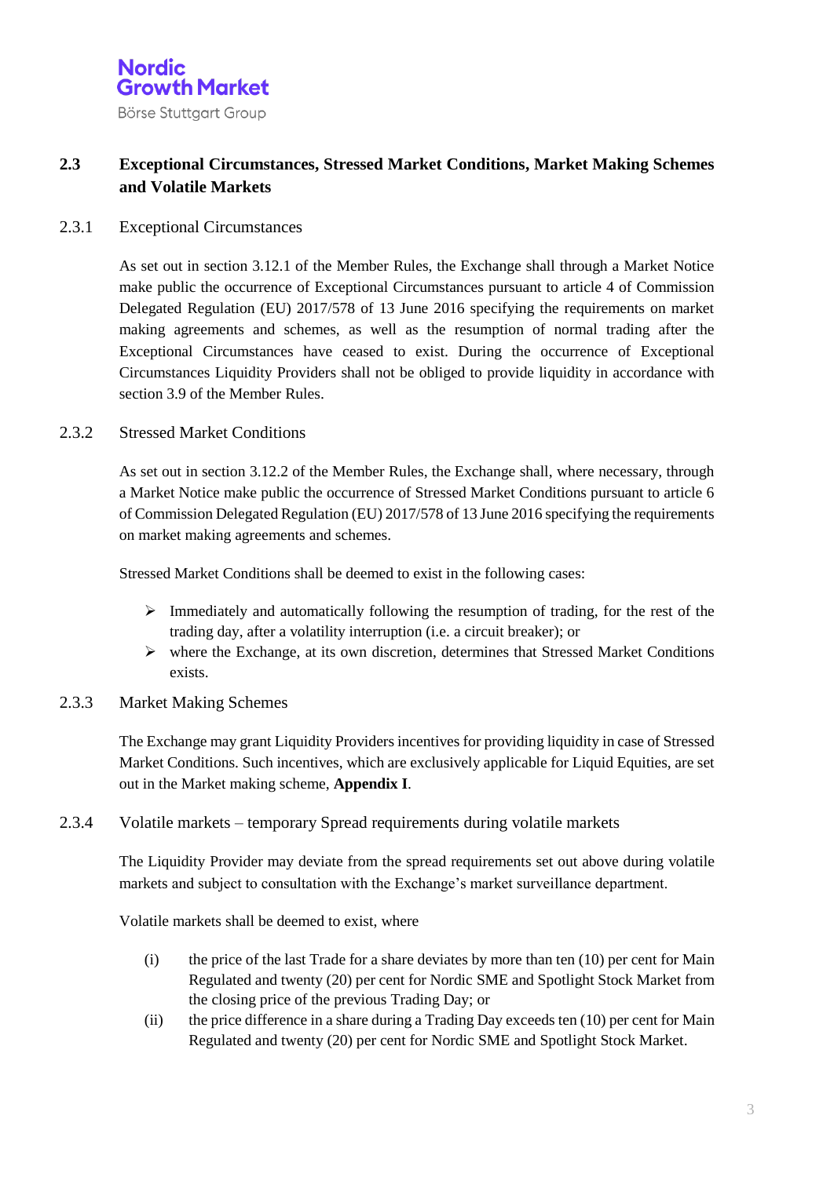## 2.3 Exceptional Circumstances, Stressed Market Conditions, Market Making Schemes and Volatile Markets

### 2.3.1 Exceptional Circumstances

As set out in section 3.12.1 of the Member Rules, the Exchange shall through a Market Notice make public the occurrence of Exceptional Circumstances pursuant to article 4 of Commission Delegated Regulation (EU) 2017/578 of 13 June 2016 specifying the requirements on market making agreements and schemes, as well as the resumption of normal trading after the Exceptional Circumstances have ceased to exist. During the occurrence of Exceptional Circumstances Liquidity Providers shall not be obliged to provide liquidity in accordance with section 3.9 of the Member Rules.

### 2.3.2 Stressed Market Conditions

As set out in section 3.12.2 of the Member Rules, the Exchange shall, where necessary, through a Market Notice make public the occurrence of Stressed Market Conditions pursuant to article 6 of Commission Delegated Regulation (EU) 2017/578 of 13 June 2016 specifying the requirements on market making agreements and schemes.

Stressed Market Conditions shall be deemed to exist in the following cases:

- Immediately and automatically following the resumption of trading, for the rest of the trading day, after a volatility interruption (i.e. a circuit breaker); or
- where the Exchange, at its own discretion, determines that Stressed Market Conditions exists.

### 2.3.3 Market Making Schemes

The Exchange may grant Liquidity Providers incentives for providing liquidity in case of Stressed Market Conditions. Such incentives, which are exclusively applicable for Liquid Equities, are set out in the Market making scheme, **Appendix I**.

### 2.3.4 Volatile markets – temporary Spread requirements during volatile markets

The Liquidity Provider may deviate from the spread requirements set out above during volatile markets and subject to consultation with the Exchange's market surveillance department.

Volatile markets shall be deemed to exist, where

(i) the price of the last Trade for a share deviates by more than ten (10) per cent for Main Regulated and twenty (20) per cent for Nordic SME and Spotlight Stock Market from the closing price of the previous Trading Day; or

(ii) the price difference in a share during a Trading Day exceeds ten (10) per cent for Main Regulated and twenty (20) per cent for Nordic SME and Spotlight Stock Market.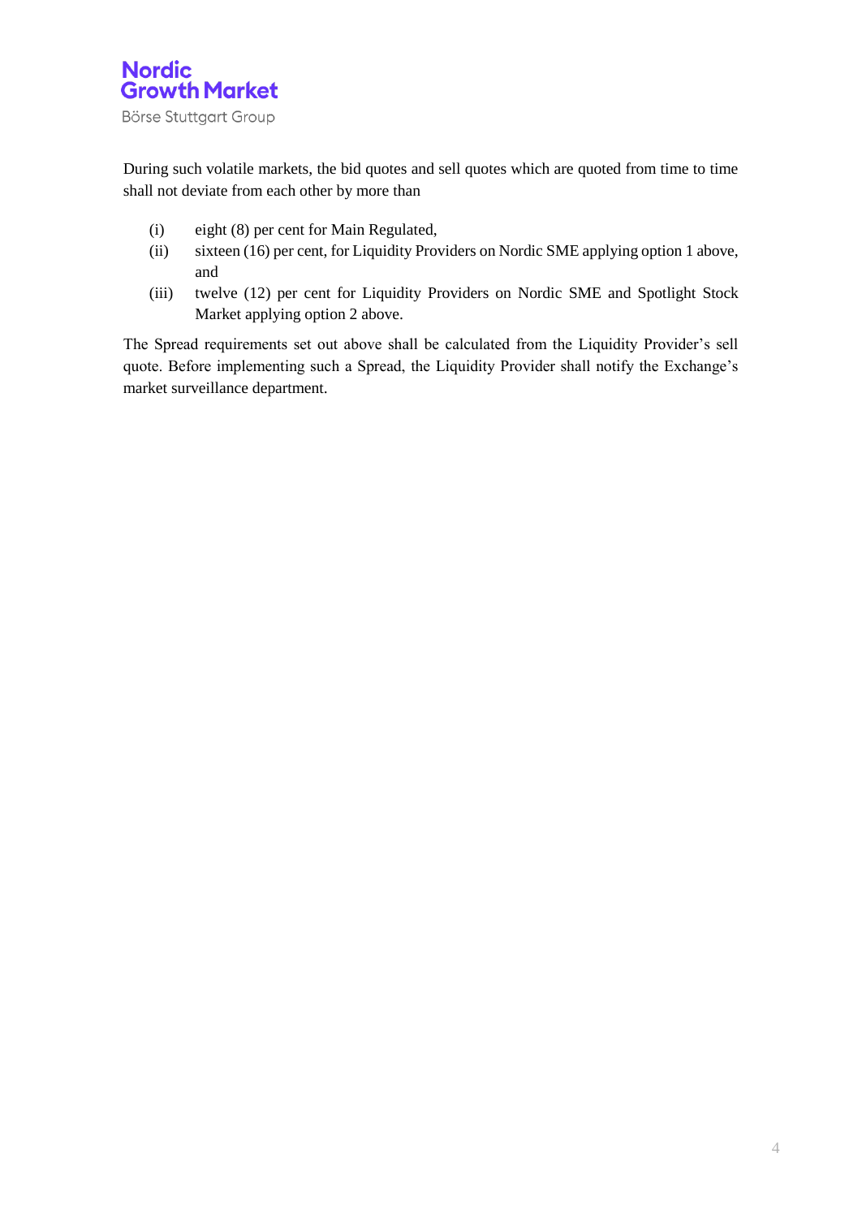During such volatile markets, the bid quotes and sell quotes which are quoted from time to time shall not deviate from each other by more than

(i) eight (8) per cent for Main Regulated,

(ii) sixteen (16) per cent, for Liquidity Providers on Nordic SME applying option 1 above, and

(iii) twelve (12) per cent for Liquidity Providers on Nordic SME and Spotlight Stock Market applying option 2 above.

The Spread requirements set out above shall be calculated from the Liquidity Provider's sell quote. Before implementing such a Spread, the Liquidity Provider shall notify the Exchange's market surveillance department.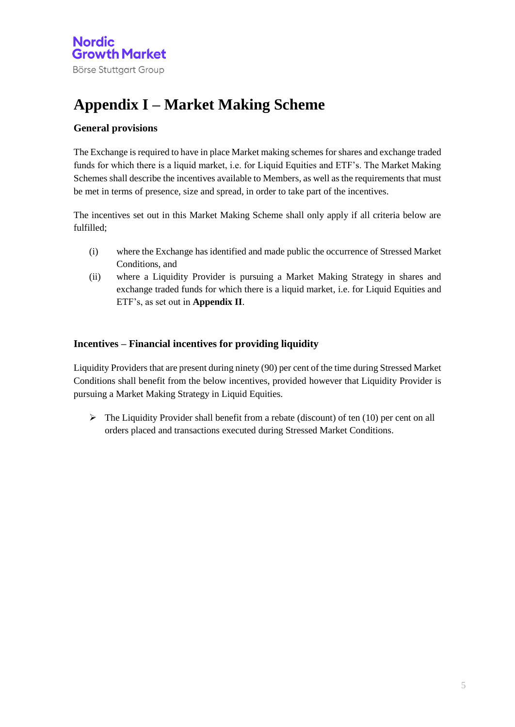# Appendix I – Market Making Scheme

## General provisions

The Exchange is required to have in place Market making schemes for shares and exchange traded funds for which there is a liquid market, i.e. for Liquid Equities and ETF's. The Market Making Schemes shall describe the incentives available to Members, as well as the requirements that must be met in terms of presence, size and spread, in order to take part of the incentives.

The incentives set out in this Market Making Scheme shall only apply if all criteria below are fulfilled;

(i) where the Exchange has identified and made public the occurrence of Stressed Market Conditions, and

(ii) where a Liquidity Provider is pursuing a Market Making Strategy in shares and exchange traded funds for which there is a liquid market, i.e. for Liquid Equities and ETF's, as set out in **Appendix II**.

## Incentives – Financial incentives for providing liquidity

Liquidity Providers that are present during ninety (90) per cent of the time during Stressed Market Conditions shall benefit from the below incentives, provided however that Liquidity Provider is pursuing a Market Making Strategy in Liquid Equities.

- The Liquidity Provider shall benefit from a rebate (discount) of ten (10) per cent on all orders placed and transactions executed during Stressed Market Conditions.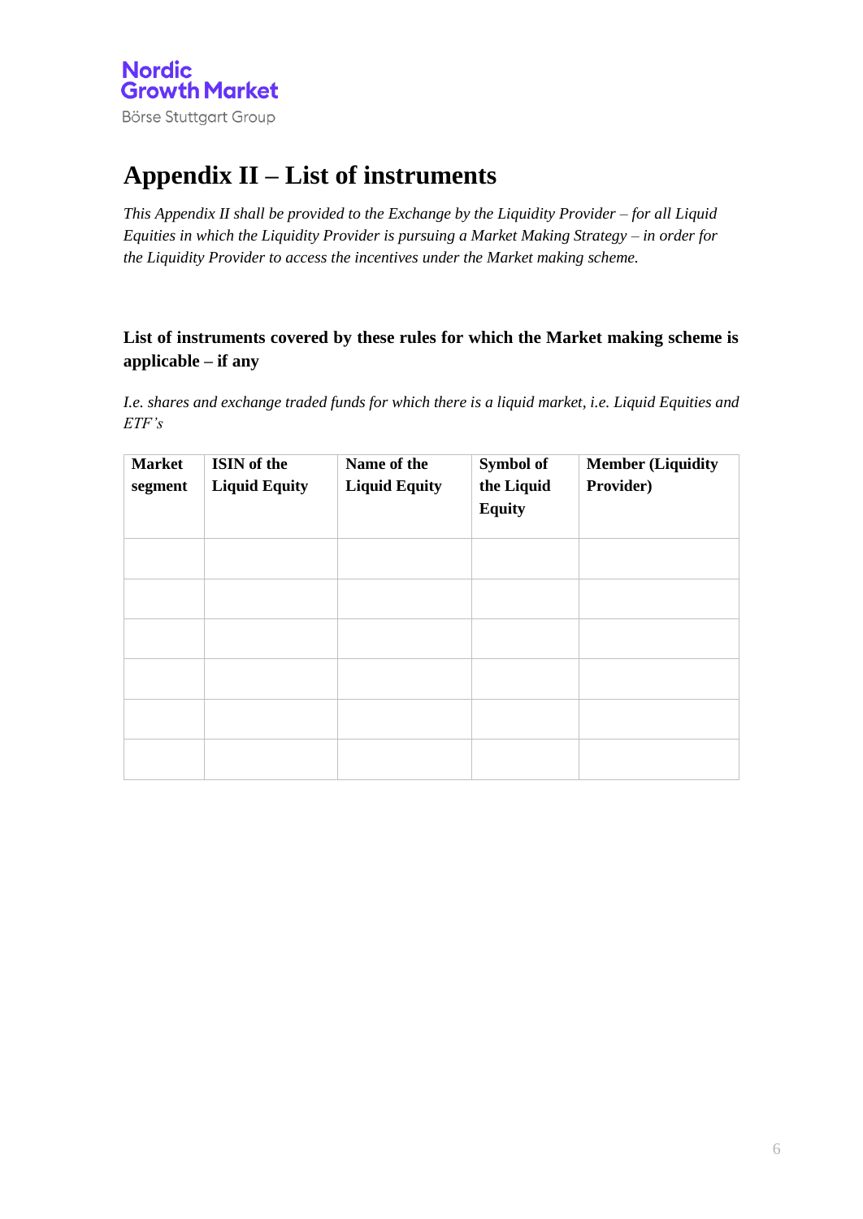# Appendix II – List of instruments

*This Appendix II shall be provided to the Exchange by the Liquidity Provider – for all Liquid Equities in which the Liquidity Provider is pursuing a Market Making Strategy – in order for the Liquidity Provider to access the incentives under the Market making scheme.*

## List of instruments covered by these rules for which the Market making scheme is applicable – if any

*I.e. shares and exchange traded funds for which there is a liquid market, i.e. Liquid Equities and ETF's*

| Market segment | ISIN of the Liquid Equity | Name of the Liquid Equity | Symbol of the Liquid Equity | Member (Liquidity Provider) |
|---|---|---|---|---|
| | | | | |
| | | | | |
| | | | | |
| | | | | |
| | | | | |
| | | | | |